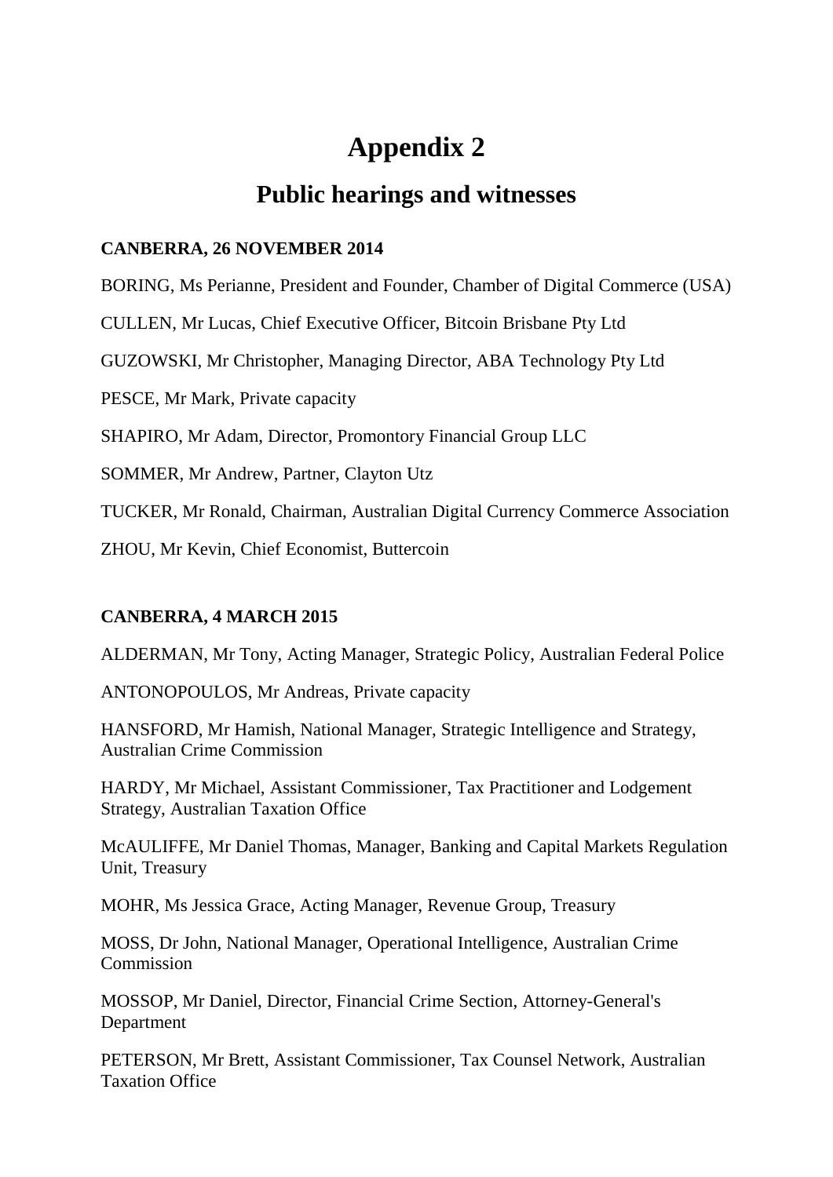# Appendix 2

## Public hearings and witnesses

**CANBERRA, 26 NOVEMBER 2014**

BORING, Ms Perianne, President and Founder, Chamber of Digital Commerce (USA)

CULLEN, Mr Lucas, Chief Executive Officer, Bitcoin Brisbane Pty Ltd

GUZOWSKI, Mr Christopher, Managing Director, ABA Technology Pty Ltd

PESCE, Mr Mark, Private capacity

SHAPIRO, Mr Adam, Director, Promontory Financial Group LLC

SOMMER, Mr Andrew, Partner, Clayton Utz

TUCKER, Mr Ronald, Chairman, Australian Digital Currency Commerce Association

ZHOU, Mr Kevin, Chief Economist, Buttercoin

**CANBERRA, 4 MARCH 2015**

ALDERMAN, Mr Tony, Acting Manager, Strategic Policy, Australian Federal Police

ANTONOPOULOS, Mr Andreas, Private capacity

HANSFORD, Mr Hamish, National Manager, Strategic Intelligence and Strategy, Australian Crime Commission

HARDY, Mr Michael, Assistant Commissioner, Tax Practitioner and Lodgement Strategy, Australian Taxation Office

McAULIFFE, Mr Daniel Thomas, Manager, Banking and Capital Markets Regulation Unit, Treasury

MOHR, Ms Jessica Grace, Acting Manager, Revenue Group, Treasury

MOSS, Dr John, National Manager, Operational Intelligence, Australian Crime Commission

MOSSOP, Mr Daniel, Director, Financial Crime Section, Attorney-General's Department

PETERSON, Mr Brett, Assistant Commissioner, Tax Counsel Network, Australian Taxation Office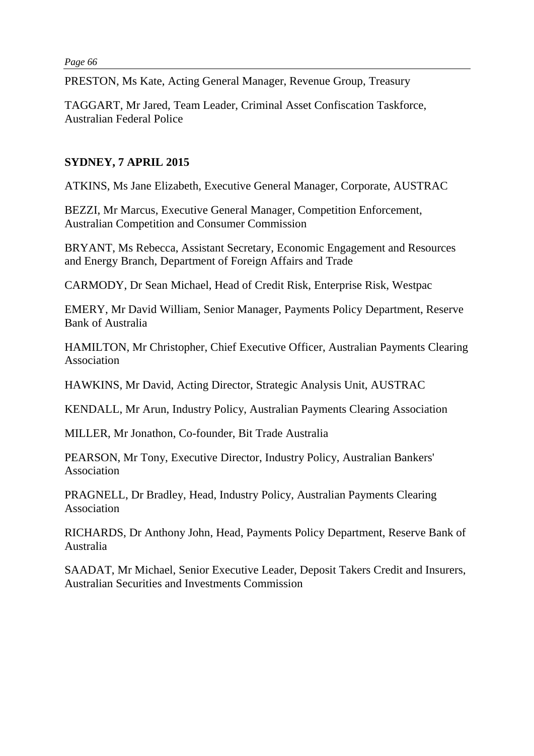PRESTON, Ms Kate, Acting General Manager, Revenue Group, Treasury

TAGGART, Mr Jared, Team Leader, Criminal Asset Confiscation Taskforce, Australian Federal Police

**SYDNEY, 7 APRIL 2015**

ATKINS, Ms Jane Elizabeth, Executive General Manager, Corporate, AUSTRAC

BEZZI, Mr Marcus, Executive General Manager, Competition Enforcement, Australian Competition and Consumer Commission

BRYANT, Ms Rebecca, Assistant Secretary, Economic Engagement and Resources and Energy Branch, Department of Foreign Affairs and Trade

CARMODY, Dr Sean Michael, Head of Credit Risk, Enterprise Risk, Westpac

EMERY, Mr David William, Senior Manager, Payments Policy Department, Reserve Bank of Australia

HAMILTON, Mr Christopher, Chief Executive Officer, Australian Payments Clearing Association

HAWKINS, Mr David, Acting Director, Strategic Analysis Unit, AUSTRAC

KENDALL, Mr Arun, Industry Policy, Australian Payments Clearing Association

MILLER, Mr Jonathon, Co-founder, Bit Trade Australia

PEARSON, Mr Tony, Executive Director, Industry Policy, Australian Bankers' Association

PRAGNELL, Dr Bradley, Head, Industry Policy, Australian Payments Clearing Association

RICHARDS, Dr Anthony John, Head, Payments Policy Department, Reserve Bank of Australia

SAADAT, Mr Michael, Senior Executive Leader, Deposit Takers Credit and Insurers, Australian Securities and Investments Commission